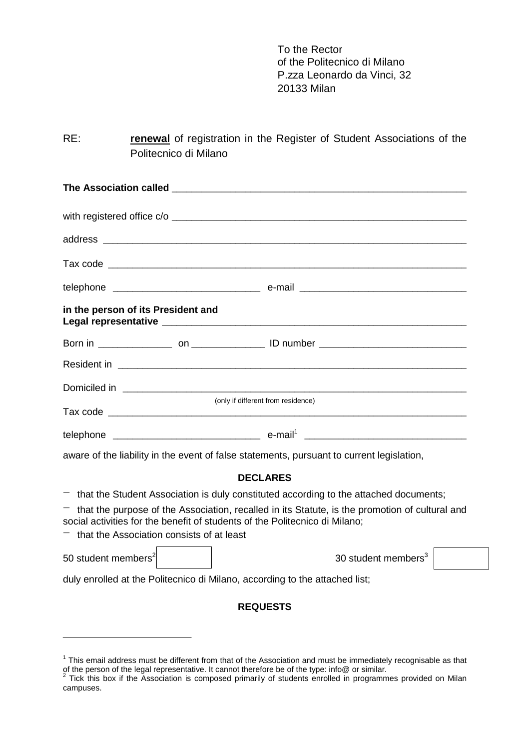To the Rector
of the Politecnico di Milano
P.zza Leonardo da Vinci, 32
20133 Milan

RE: **renewal** of registration in the Register of Student Associations of the Politecnico di Milano

**The Association called** ________________________________________________

with registered office c/o ________________________________________________

address ________________________________________________

Tax code ________________________________________________

telephone ____________________ e-mail ________________________

**in the person of its President and**
**Legal representative** ________________________________________________

Born in ______________ on ______________ ID number ____________________

Resident in ________________________________________________

Domiciled in ________________________________________________
(only if different from residence)

Tax code ________________________________________________

telephone ____________________ e-mail[1] ________________________

aware of the liability in the event of false statements, pursuant to current legislation,

**DECLARES**

- that the Student Association is duly constituted according to the attached documents;
- that the purpose of the Association, recalled in its Statute, is the promotion of cultural and social activities for the benefit of students of the Politecnico di Milano;
- that the Association consists of at least

50 student members[2] ☐ 30 student members[3] ☐

duly enrolled at the Politecnico di Milano, according to the attached list;

**REQUESTS**

---

[1] This email address must be different from that of the Association and must be immediately recognisable as that of the person of the legal representative. It cannot therefore be of the type: info@ or similar.

[2] Tick this box if the Association is composed primarily of students enrolled in programmes provided on Milan campuses.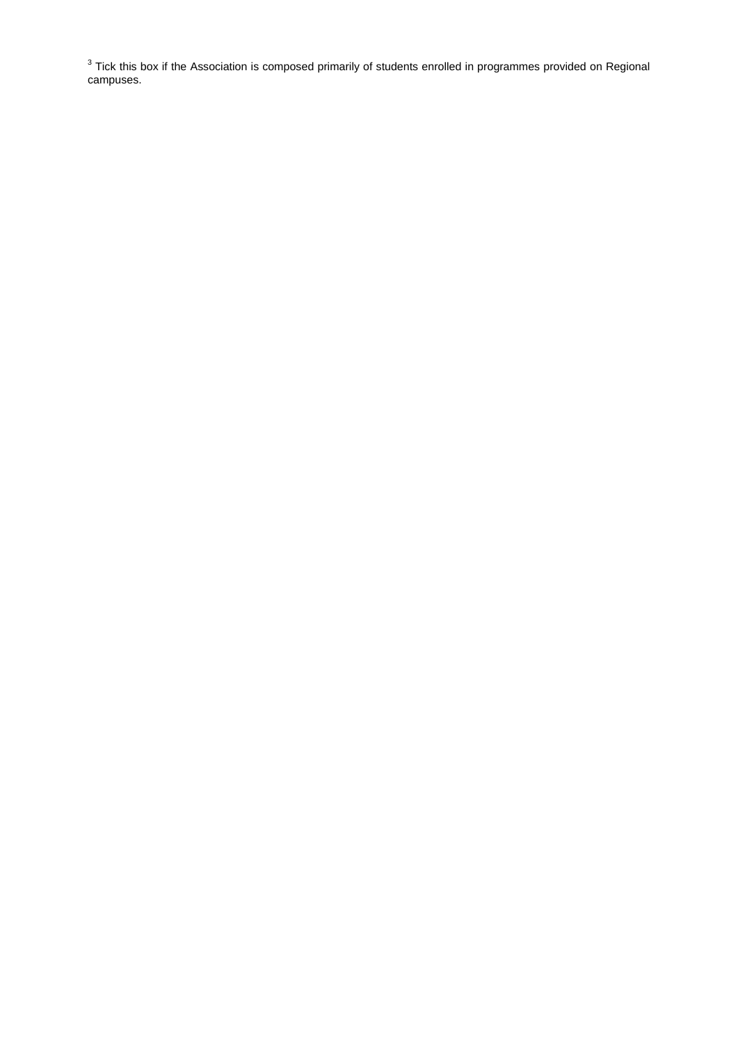[3] Tick this box if the Association is composed primarily of students enrolled in programmes provided on Regional campuses.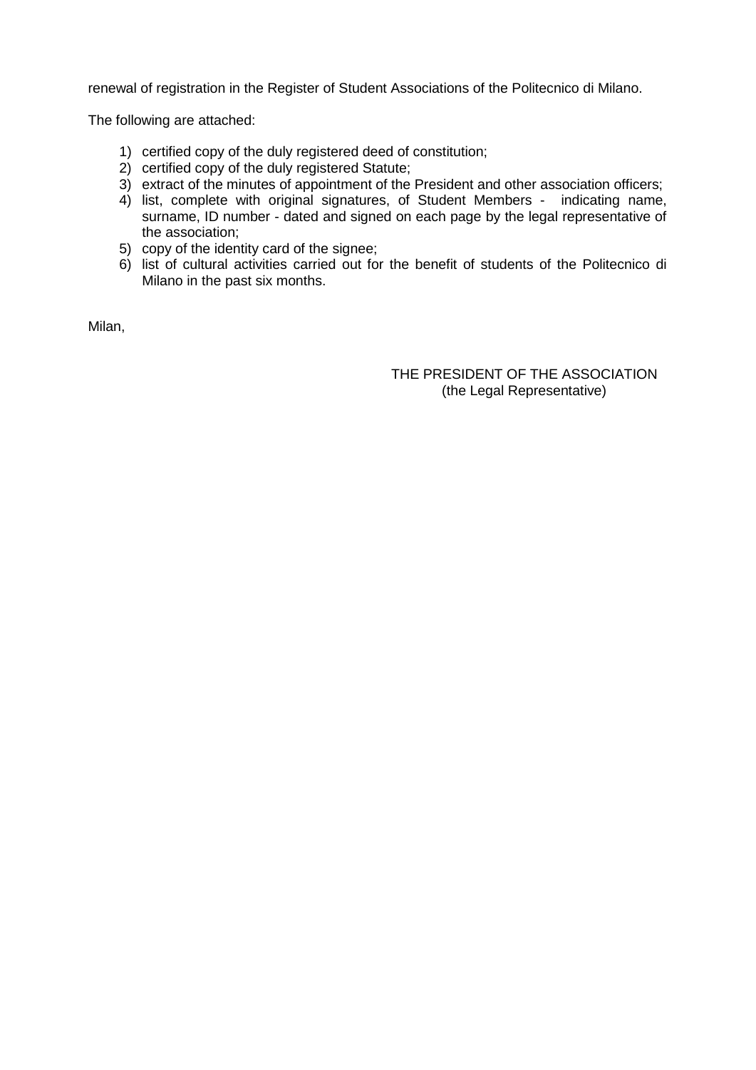renewal of registration in the Register of Student Associations of the Politecnico di Milano.

The following are attached:

1) certified copy of the duly registered deed of constitution;
2) certified copy of the duly registered Statute;
3) extract of the minutes of appointment of the President and other association officers;
4) list, complete with original signatures, of Student Members - indicating name, surname, ID number - dated and signed on each page by the legal representative of the association;
5) copy of the identity card of the signee;
6) list of cultural activities carried out for the benefit of students of the Politecnico di Milano in the past six months.

Milan,

THE PRESIDENT OF THE ASSOCIATION
(the Legal Representative)